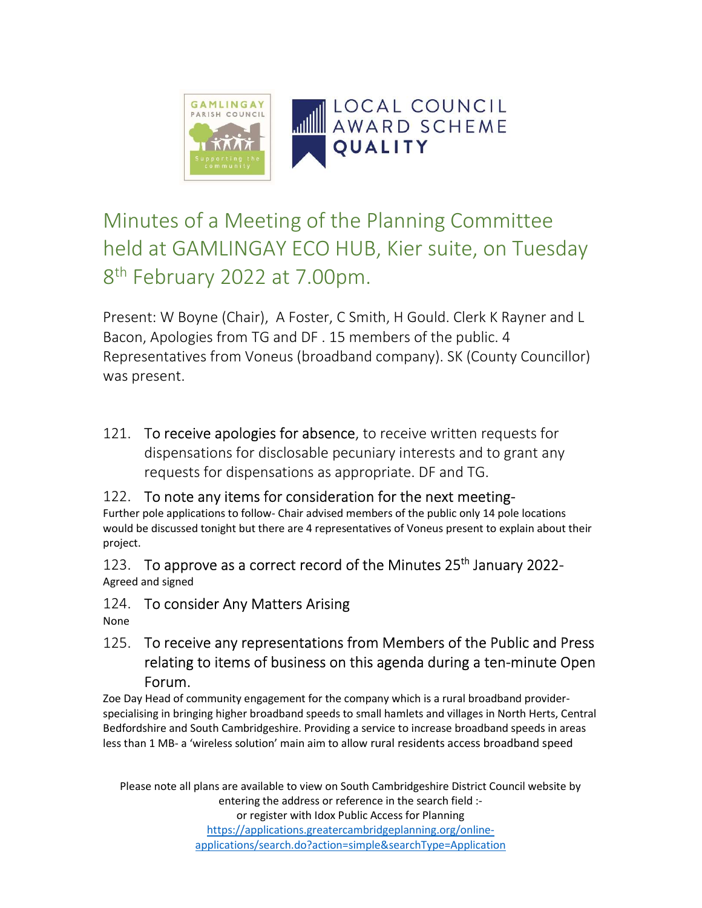# Minutes of a Meeting of the Planning Committee held at GAMLINGAY ECO HUB, Kier suite, on Tuesday 8th February 2022 at 7.00pm.

Present: W Boyne (Chair), A Foster, C Smith, H Gould. Clerk K Rayner and L Bacon, Apologies from TG and DF . 15 members of the public. 4 Representatives from Voneus (broadband company). SK (County Councillor) was present.

121. To receive apologies for absence, to receive written requests for dispensations for disclosable pecuniary interests and to grant any requests for dispensations as appropriate. DF and TG.

122. To note any items for consideration for the next meeting-

Further pole applications to follow- Chair advised members of the public only 14 pole locations would be discussed tonight but there are 4 representatives of Voneus present to explain about their project.

123. To approve as a correct record of the Minutes 25th January 2022-

Agreed and signed

124. To consider Any Matters Arising

None

125. To receive any representations from Members of the Public and Press relating to items of business on this agenda during a ten-minute Open Forum.

Zoe Day Head of community engagement for the company which is a rural broadband provider- specialising in bringing higher broadband speeds to small hamlets and villages in North Herts, Central Bedfordshire and South Cambridgeshire. Providing a service to increase broadband speeds in areas less than 1 MB- a 'wireless solution' main aim to allow rural residents access broadband speed

Please note all plans are available to view on South Cambridgeshire District Council website by entering the address or reference in the search field :- or register with Idox Public Access for Planning https://applications.greatercambridgeplanning.org/online-applications/search.do?action=simple&searchType=Application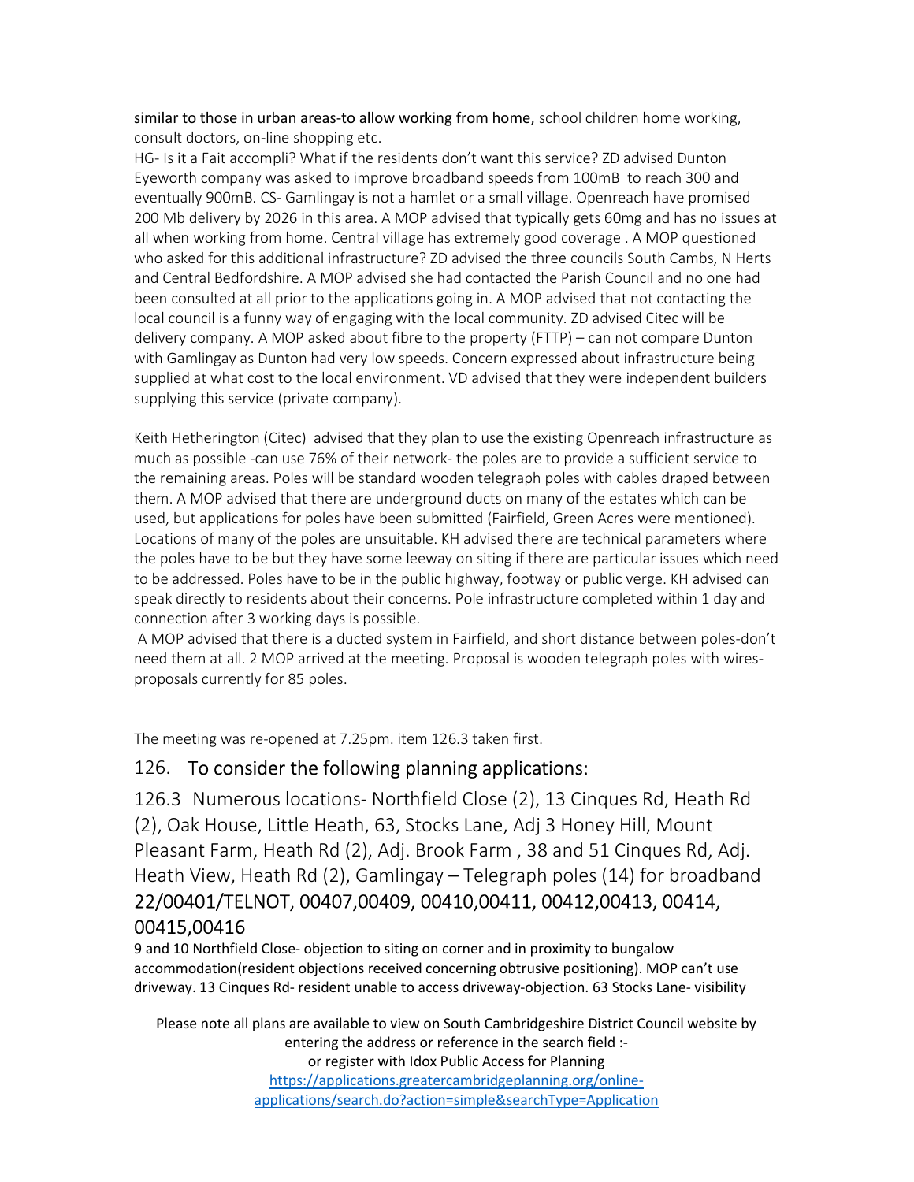similar to those in urban areas-to allow working from home, school children home working, consult doctors, on-line shopping etc.

HG- Is it a Fait accompli? What if the residents don't want this service? ZD advised Dunton Eyeworth company was asked to improve broadband speeds from 100mB to reach 300 and eventually 900mB. CS- Gamlingay is not a hamlet or a small village. Openreach have promised 200 Mb delivery by 2026 in this area. A MOP advised that typically gets 60mg and has no issues at all when working from home. Central village has extremely good coverage . A MOP questioned who asked for this additional infrastructure? ZD advised the three councils South Cambs, N Herts and Central Bedfordshire. A MOP advised she had contacted the Parish Council and no one had been consulted at all prior to the applications going in. A MOP advised that not contacting the local council is a funny way of engaging with the local community. ZD advised Citec will be delivery company. A MOP asked about fibre to the property (FTTP) – can not compare Dunton with Gamlingay as Dunton had very low speeds. Concern expressed about infrastructure being supplied at what cost to the local environment. VD advised that they were independent builders supplying this service (private company).

Keith Hetherington (Citec) advised that they plan to use the existing Openreach infrastructure as much as possible -can use 76% of their network- the poles are to provide a sufficient service to the remaining areas. Poles will be standard wooden telegraph poles with cables draped between them. A MOP advised that there are underground ducts on many of the estates which can be used, but applications for poles have been submitted (Fairfield, Green Acres were mentioned). Locations of many of the poles are unsuitable. KH advised there are technical parameters where the poles have to be but they have some leeway on siting if there are particular issues which need to be addressed. Poles have to be in the public highway, footway or public verge. KH advised can speak directly to residents about their concerns. Pole infrastructure completed within 1 day and connection after 3 working days is possible.

A MOP advised that there is a ducted system in Fairfield, and short distance between poles-don't need them at all. 2 MOP arrived at the meeting. Proposal is wooden telegraph poles with wires-proposals currently for 85 poles.

The meeting was re-opened at 7.25pm. item 126.3 taken first.

## 126. To consider the following planning applications:

### 126.3 Numerous locations- Northfield Close (2), 13 Cinques Rd, Heath Rd (2), Oak House, Little Heath, 63, Stocks Lane, Adj 3 Honey Hill, Mount Pleasant Farm, Heath Rd (2), Adj. Brook Farm , 38 and 51 Cinques Rd, Adj. Heath View, Heath Rd (2), Gamlingay – Telegraph poles (14) for broadband 22/00401/TELNOT, 00407,00409, 00410,00411, 00412,00413, 00414, 00415,00416

9 and 10 Northfield Close- objection to siting on corner and in proximity to bungalow accommodation(resident objections received concerning obtrusive positioning). MOP can't use driveway. 13 Cinques Rd- resident unable to access driveway-objection. 63 Stocks Lane- visibility

Please note all plans are available to view on South Cambridgeshire District Council website by entering the address or reference in the search field :-
or register with Idox Public Access for Planning
https://applications.greatercambridgeplanning.org/online-applications/search.do?action=simple&searchType=Application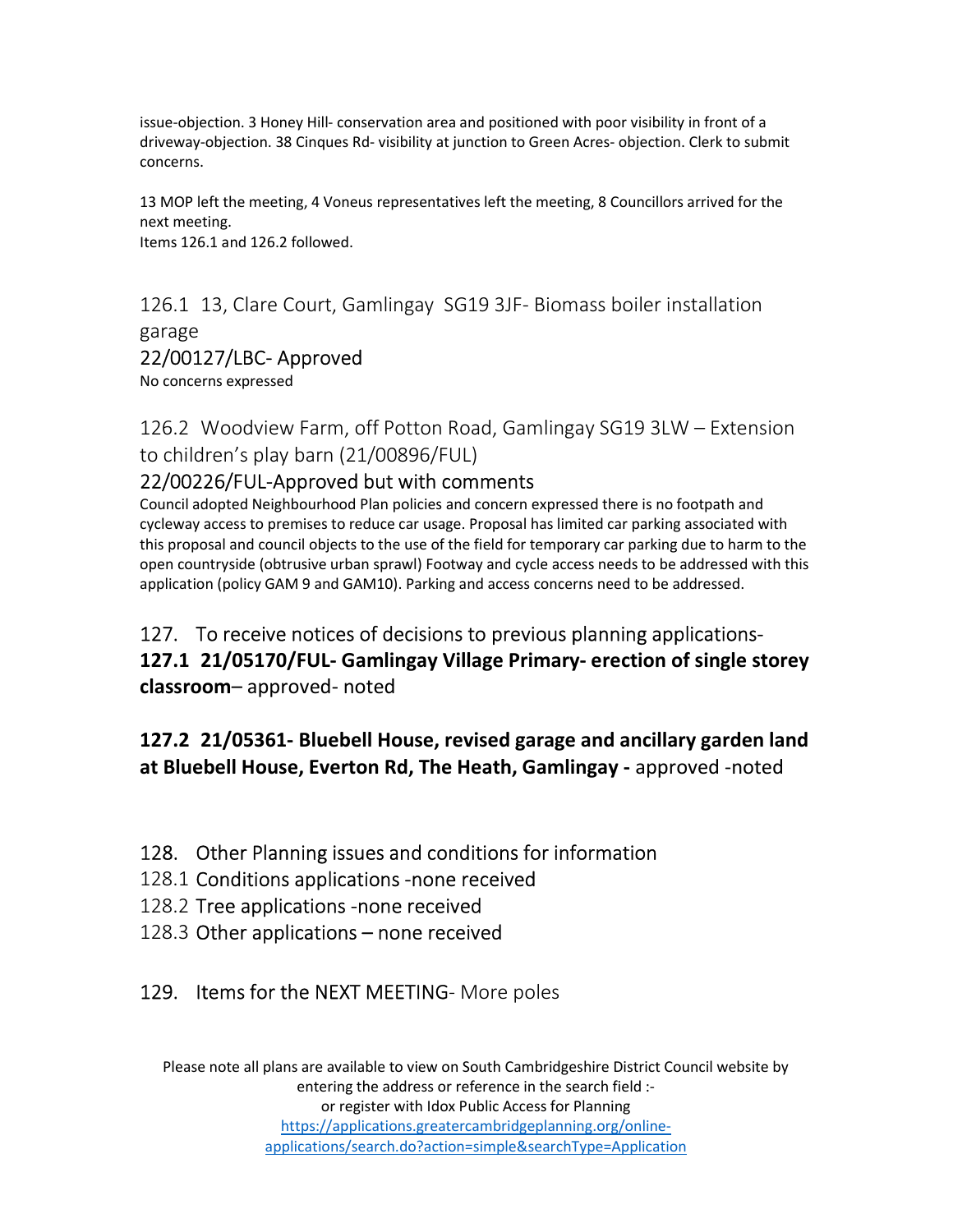issue-objection. 3 Honey Hill- conservation area and positioned with poor visibility in front of a driveway-objection. 38 Cinques Rd- visibility at junction to Green Acres- objection. Clerk to submit concerns.

13 MOP left the meeting, 4 Voneus representatives left the meeting, 8 Councillors arrived for the next meeting.
Items 126.1 and 126.2 followed.

126.1 13, Clare Court, Gamlingay SG19 3JF- Biomass boiler installation garage
22/00127/LBC- Approved
No concerns expressed

126.2 Woodview Farm, off Potton Road, Gamlingay SG19 3LW – Extension to children's play barn (21/00896/FUL)
22/00226/FUL-Approved but with comments
Council adopted Neighbourhood Plan policies and concern expressed there is no footpath and cycleway access to premises to reduce car usage. Proposal has limited car parking associated with this proposal and council objects to the use of the field for temporary car parking due to harm to the open countryside (obtrusive urban sprawl) Footway and cycle access needs to be addressed with this application (policy GAM 9 and GAM10). Parking and access concerns need to be addressed.

127. To receive notices of decisions to previous planning applications-
**127.1 21/05170/FUL- Gamlingay Village Primary- erection of single storey classroom**– approved- noted

**127.2 21/05361- Bluebell House, revised garage and ancillary garden land at Bluebell House, Everton Rd, The Heath, Gamlingay -** approved -noted

128. Other Planning issues and conditions for information
128.1 Conditions applications -none received
128.2 Tree applications -none received
128.3 Other applications – none received

129. Items for the NEXT MEETING- More poles

Please note all plans are available to view on South Cambridgeshire District Council website by entering the address or reference in the search field :-
or register with Idox Public Access for Planning
https://applications.greatercambridgeplanning.org/online-applications/search.do?action=simple&searchType=Application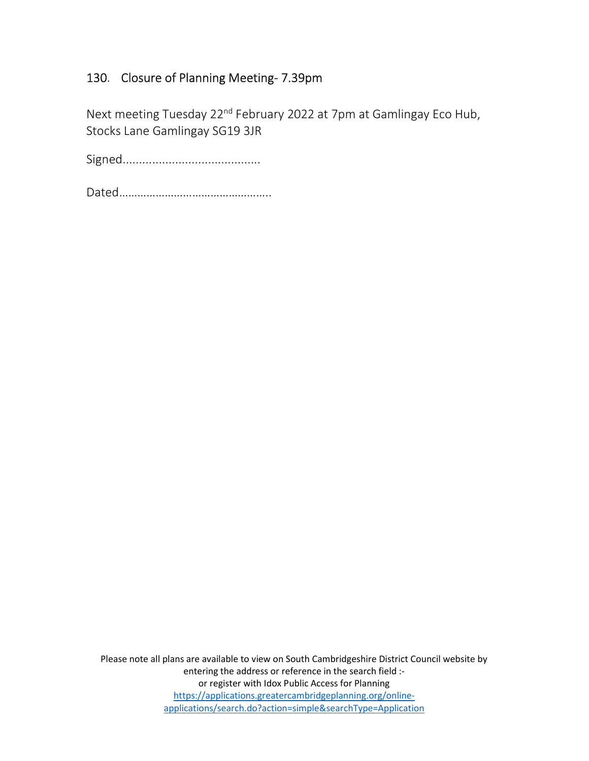## 130. Closure of Planning Meeting- 7.39pm

Next meeting Tuesday 22nd February 2022 at 7pm at Gamlingay Eco Hub, Stocks Lane Gamlingay SG19 3JR

Signed.........................................

Dated…………………………………………..

Please note all plans are available to view on South Cambridgeshire District Council website by entering the address or reference in the search field :- or register with Idox Public Access for Planning https://applications.greatercambridgeplanning.org/online-applications/search.do?action=simple&searchType=Application